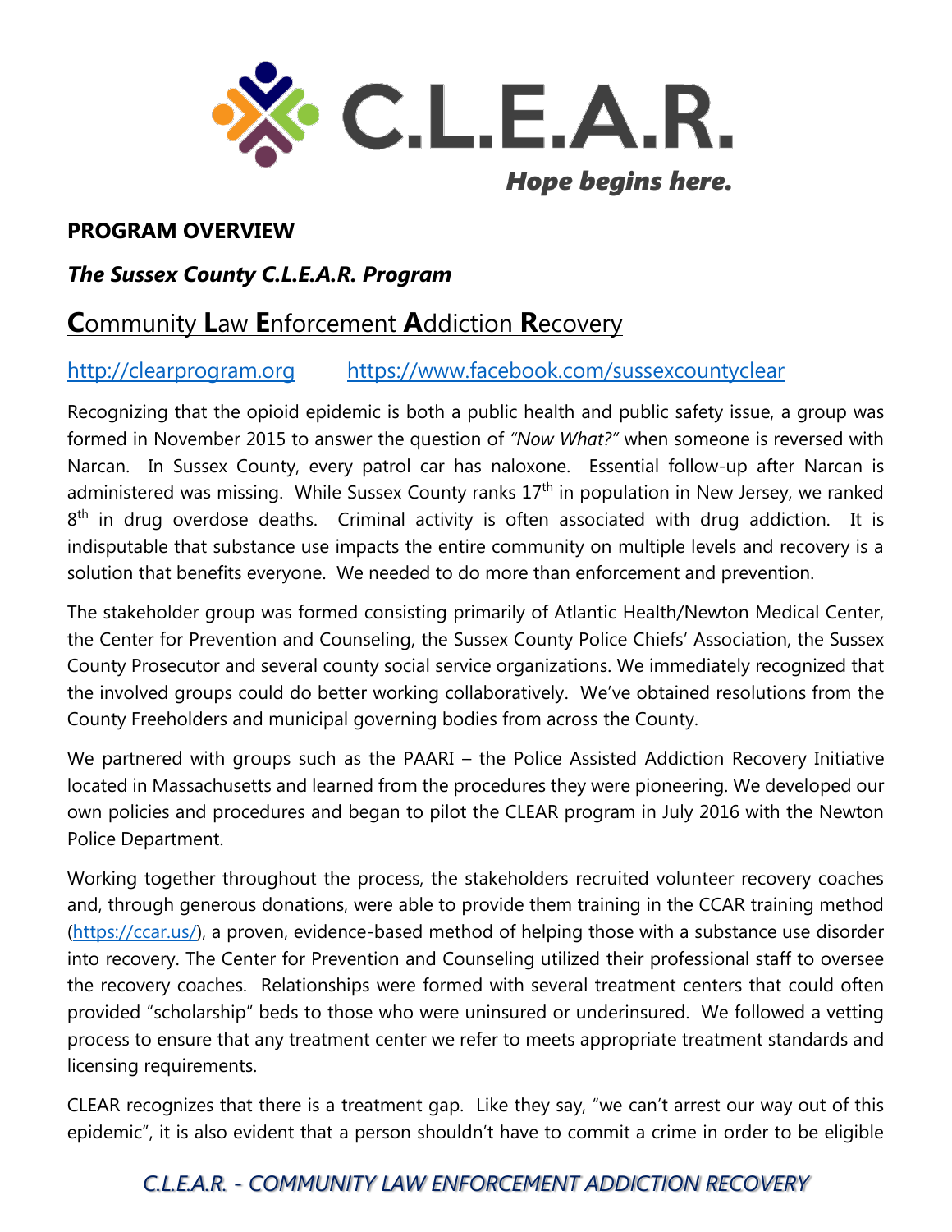# C.L.E.A.R.

*Hope begins here.*

**PROGRAM OVERVIEW**

***The Sussex County C.L.E.A.R. Program***

## **C**ommunity **L**aw **E**nforcement **A**ddiction **R**ecovery

http://clearprogram.org https://www.facebook.com/sussexcountyclear

Recognizing that the opioid epidemic is both a public health and public safety issue, a group was formed in November 2015 to answer the question of *"Now What?"* when someone is reversed with Narcan. In Sussex County, every patrol car has naloxone. Essential follow-up after Narcan is administered was missing. While Sussex County ranks 17th in population in New Jersey, we ranked 8th in drug overdose deaths. Criminal activity is often associated with drug addiction. It is indisputable that substance use impacts the entire community on multiple levels and recovery is a solution that benefits everyone. We needed to do more than enforcement and prevention.

The stakeholder group was formed consisting primarily of Atlantic Health/Newton Medical Center, the Center for Prevention and Counseling, the Sussex County Police Chiefs' Association, the Sussex County Prosecutor and several county social service organizations. We immediately recognized that the involved groups could do better working collaboratively. We've obtained resolutions from the County Freeholders and municipal governing bodies from across the County.

We partnered with groups such as the PAARI – the Police Assisted Addiction Recovery Initiative located in Massachusetts and learned from the procedures they were pioneering. We developed our own policies and procedures and began to pilot the CLEAR program in July 2016 with the Newton Police Department.

Working together throughout the process, the stakeholders recruited volunteer recovery coaches and, through generous donations, were able to provide them training in the CCAR training method (https://ccar.us/), a proven, evidence-based method of helping those with a substance use disorder into recovery. The Center for Prevention and Counseling utilized their professional staff to oversee the recovery coaches. Relationships were formed with several treatment centers that could often provided "scholarship" beds to those who were uninsured or underinsured. We followed a vetting process to ensure that any treatment center we refer to meets appropriate treatment standards and licensing requirements.

CLEAR recognizes that there is a treatment gap. Like they say, "we can't arrest our way out of this epidemic", it is also evident that a person shouldn't have to commit a crime in order to be eligible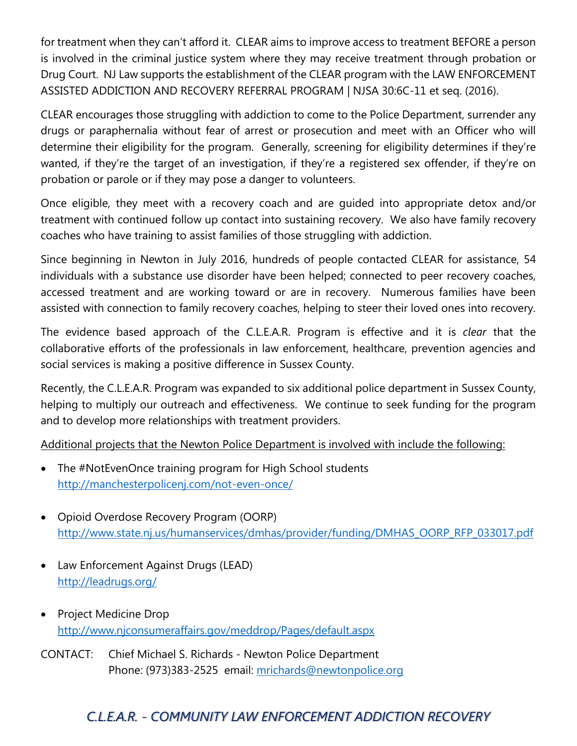for treatment when they can't afford it. CLEAR aims to improve access to treatment BEFORE a person is involved in the criminal justice system where they may receive treatment through probation or Drug Court. NJ Law supports the establishment of the CLEAR program with the LAW ENFORCEMENT ASSISTED ADDICTION AND RECOVERY REFERRAL PROGRAM | NJSA 30:6C-11 et seq. (2016).

CLEAR encourages those struggling with addiction to come to the Police Department, surrender any drugs or paraphernalia without fear of arrest or prosecution and meet with an Officer who will determine their eligibility for the program. Generally, screening for eligibility determines if they're wanted, if they're the target of an investigation, if they're a registered sex offender, if they're on probation or parole or if they may pose a danger to volunteers.

Once eligible, they meet with a recovery coach and are guided into appropriate detox and/or treatment with continued follow up contact into sustaining recovery. We also have family recovery coaches who have training to assist families of those struggling with addiction.

Since beginning in Newton in July 2016, hundreds of people contacted CLEAR for assistance, 54 individuals with a substance use disorder have been helped; connected to peer recovery coaches, accessed treatment and are working toward or are in recovery. Numerous families have been assisted with connection to family recovery coaches, helping to steer their loved ones into recovery.

The evidence based approach of the C.L.E.A.R. Program is effective and it is *clear* that the collaborative efforts of the professionals in law enforcement, healthcare, prevention agencies and social services is making a positive difference in Sussex County.

Recently, the C.L.E.A.R. Program was expanded to six additional police department in Sussex County, helping to multiply our outreach and effectiveness. We continue to seek funding for the program and to develop more relationships with treatment providers.

Additional projects that the Newton Police Department is involved with include the following:

- The #NotEvenOnce training program for High School students
  http://manchesterpolicenj.com/not-even-once/

- Opioid Overdose Recovery Program (OORP)
  http://www.state.nj.us/humanservices/dmhas/provider/funding/DMHAS_OORP_RFP_033017.pdf

- Law Enforcement Against Drugs (LEAD)
  http://leadrugs.org/

- Project Medicine Drop
  http://www.njconsumeraffairs.gov/meddrop/Pages/default.aspx

CONTACT: Chief Michael S. Richards - Newton Police Department
Phone: (973)383-2525 email: mrichards@newtonpolice.org

*C.L.E.A.R. - COMMUNITY LAW ENFORCEMENT ADDICTION RECOVERY*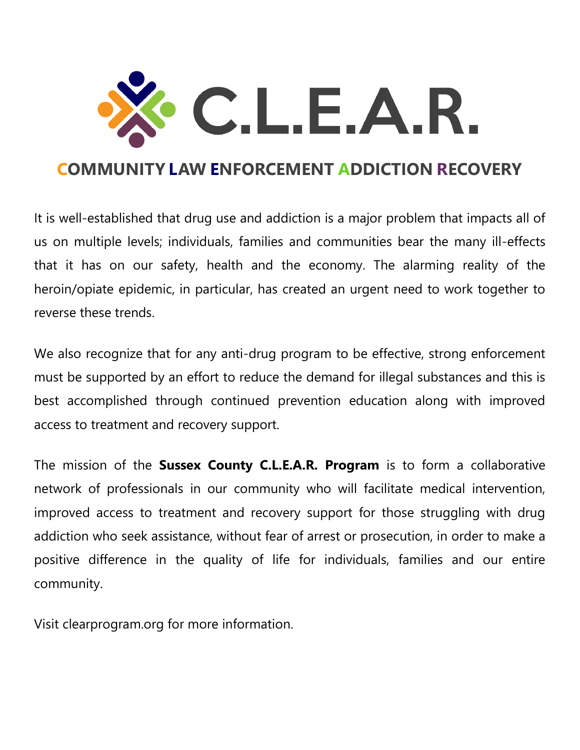# C.L.E.A.R.

## COMMUNITY LAW ENFORCEMENT ADDICTION RECOVERY

It is well-established that drug use and addiction is a major problem that impacts all of us on multiple levels; individuals, families and communities bear the many ill-effects that it has on our safety, health and the economy. The alarming reality of the heroin/opiate epidemic, in particular, has created an urgent need to work together to reverse these trends.

We also recognize that for any anti-drug program to be effective, strong enforcement must be supported by an effort to reduce the demand for illegal substances and this is best accomplished through continued prevention education along with improved access to treatment and recovery support.

The mission of the **Sussex County C.L.E.A.R. Program** is to form a collaborative network of professionals in our community who will facilitate medical intervention, improved access to treatment and recovery support for those struggling with drug addiction who seek assistance, without fear of arrest or prosecution, in order to make a positive difference in the quality of life for individuals, families and our entire community.

Visit clearprogram.org for more information.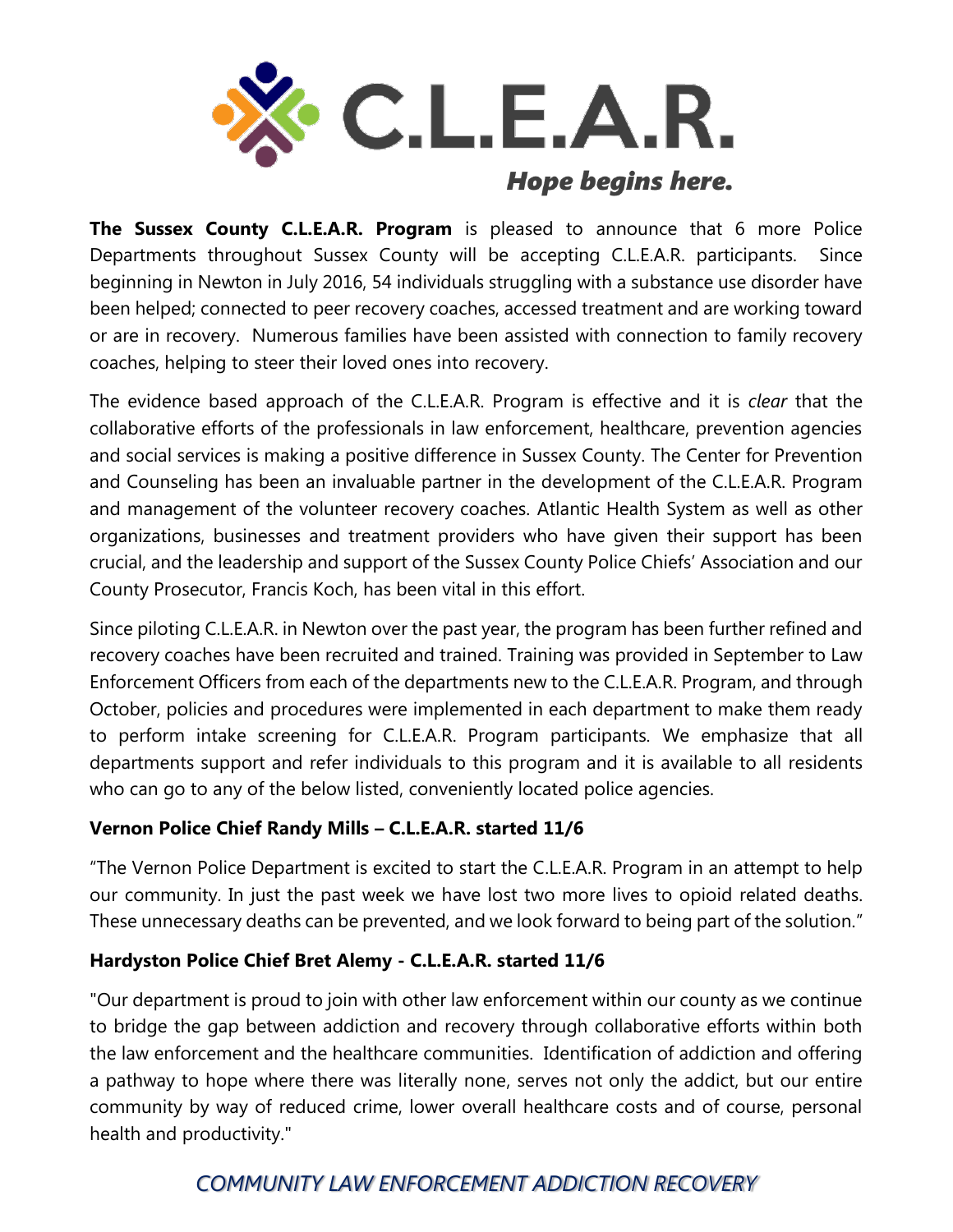# C.L.E.A.R.

*Hope begins here.*

**The Sussex County C.L.E.A.R. Program** is pleased to announce that 6 more Police Departments throughout Sussex County will be accepting C.L.E.A.R. participants. Since beginning in Newton in July 2016, 54 individuals struggling with a substance use disorder have been helped; connected to peer recovery coaches, accessed treatment and are working toward or are in recovery. Numerous families have been assisted with connection to family recovery coaches, helping to steer their loved ones into recovery.

The evidence based approach of the C.L.E.A.R. Program is effective and it is *clear* that the collaborative efforts of the professionals in law enforcement, healthcare, prevention agencies and social services is making a positive difference in Sussex County. The Center for Prevention and Counseling has been an invaluable partner in the development of the C.L.E.A.R. Program and management of the volunteer recovery coaches. Atlantic Health System as well as other organizations, businesses and treatment providers who have given their support has been crucial, and the leadership and support of the Sussex County Police Chiefs' Association and our County Prosecutor, Francis Koch, has been vital in this effort.

Since piloting C.L.E.A.R. in Newton over the past year, the program has been further refined and recovery coaches have been recruited and trained. Training was provided in September to Law Enforcement Officers from each of the departments new to the C.L.E.A.R. Program, and through October, policies and procedures were implemented in each department to make them ready to perform intake screening for C.L.E.A.R. Program participants. We emphasize that all departments support and refer individuals to this program and it is available to all residents who can go to any of the below listed, conveniently located police agencies.

**Vernon Police Chief Randy Mills – C.L.E.A.R. started 11/6**

"The Vernon Police Department is excited to start the C.L.E.A.R. Program in an attempt to help our community. In just the past week we have lost two more lives to opioid related deaths. These unnecessary deaths can be prevented, and we look forward to being part of the solution."

**Hardyston Police Chief Bret Alemy - C.L.E.A.R. started 11/6**

"Our department is proud to join with other law enforcement within our county as we continue to bridge the gap between addiction and recovery through collaborative efforts within both the law enforcement and the healthcare communities. Identification of addiction and offering a pathway to hope where there was literally none, serves not only the addict, but our entire community by way of reduced crime, lower overall healthcare costs and of course, personal health and productivity."

*COMMUNITY LAW ENFORCEMENT ADDICTION RECOVERY*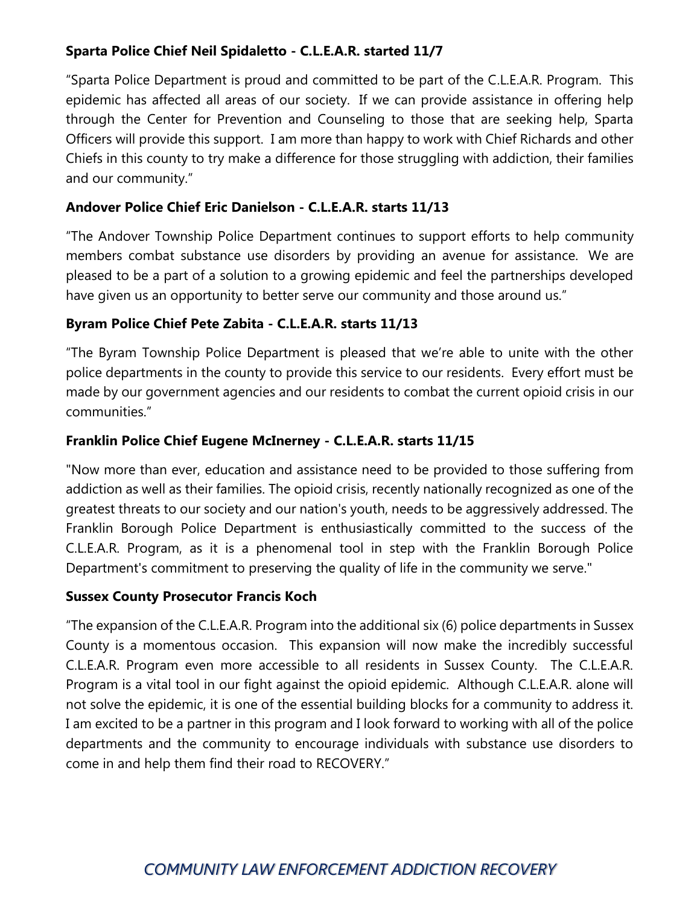**Sparta Police Chief Neil Spidaletto - C.L.E.A.R. started 11/7**

"Sparta Police Department is proud and committed to be part of the C.L.E.A.R. Program. This epidemic has affected all areas of our society. If we can provide assistance in offering help through the Center for Prevention and Counseling to those that are seeking help, Sparta Officers will provide this support. I am more than happy to work with Chief Richards and other Chiefs in this county to try make a difference for those struggling with addiction, their families and our community."

**Andover Police Chief Eric Danielson - C.L.E.A.R. starts 11/13**

"The Andover Township Police Department continues to support efforts to help community members combat substance use disorders by providing an avenue for assistance. We are pleased to be a part of a solution to a growing epidemic and feel the partnerships developed have given us an opportunity to better serve our community and those around us."

**Byram Police Chief Pete Zabita - C.L.E.A.R. starts 11/13**

"The Byram Township Police Department is pleased that we're able to unite with the other police departments in the county to provide this service to our residents. Every effort must be made by our government agencies and our residents to combat the current opioid crisis in our communities."

**Franklin Police Chief Eugene McInerney - C.L.E.A.R. starts 11/15**

"Now more than ever, education and assistance need to be provided to those suffering from addiction as well as their families. The opioid crisis, recently nationally recognized as one of the greatest threats to our society and our nation's youth, needs to be aggressively addressed. The Franklin Borough Police Department is enthusiastically committed to the success of the C.L.E.A.R. Program, as it is a phenomenal tool in step with the Franklin Borough Police Department's commitment to preserving the quality of life in the community we serve."

**Sussex County Prosecutor Francis Koch**

"The expansion of the C.L.E.A.R. Program into the additional six (6) police departments in Sussex County is a momentous occasion. This expansion will now make the incredibly successful C.L.E.A.R. Program even more accessible to all residents in Sussex County. The C.L.E.A.R. Program is a vital tool in our fight against the opioid epidemic. Although C.L.E.A.R. alone will not solve the epidemic, it is one of the essential building blocks for a community to address it. I am excited to be a partner in this program and I look forward to working with all of the police departments and the community to encourage individuals with substance use disorders to come in and help them find their road to RECOVERY."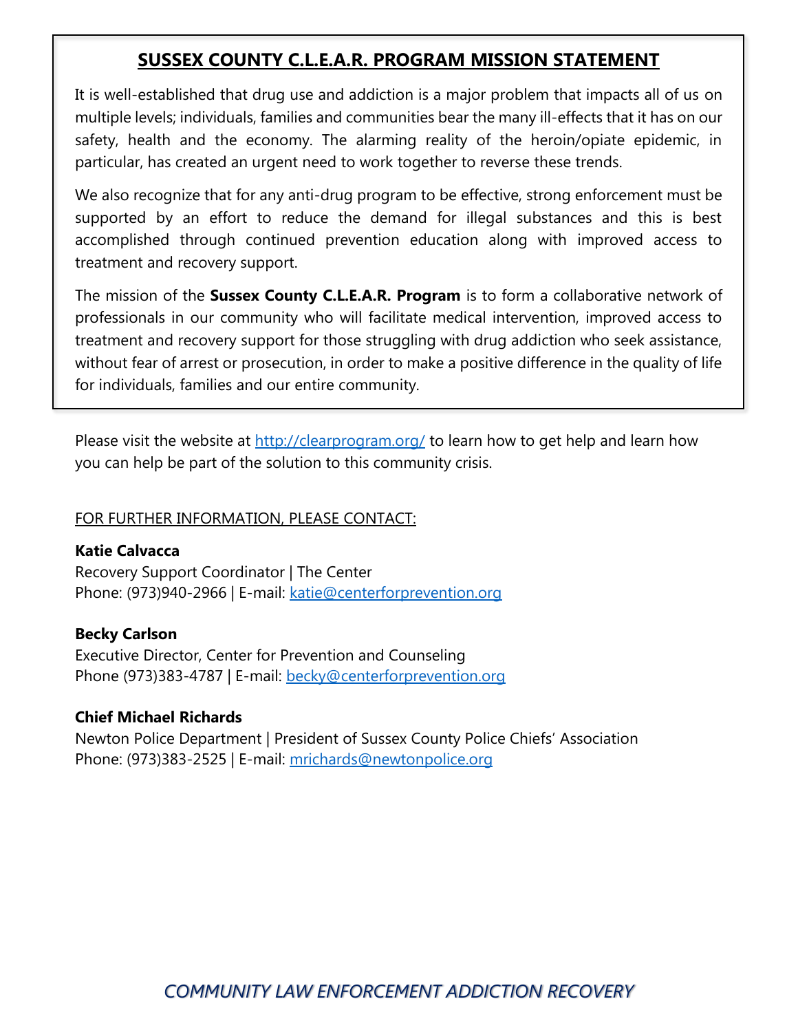## SUSSEX COUNTY C.L.E.A.R. PROGRAM MISSION STATEMENT

It is well-established that drug use and addiction is a major problem that impacts all of us on multiple levels; individuals, families and communities bear the many ill-effects that it has on our safety, health and the economy. The alarming reality of the heroin/opiate epidemic, in particular, has created an urgent need to work together to reverse these trends.

We also recognize that for any anti-drug program to be effective, strong enforcement must be supported by an effort to reduce the demand for illegal substances and this is best accomplished through continued prevention education along with improved access to treatment and recovery support.

The mission of the **Sussex County C.L.E.A.R. Program** is to form a collaborative network of professionals in our community who will facilitate medical intervention, improved access to treatment and recovery support for those struggling with drug addiction who seek assistance, without fear of arrest or prosecution, in order to make a positive difference in the quality of life for individuals, families and our entire community.

Please visit the website at http://clearprogram.org/ to learn how to get help and learn how you can help be part of the solution to this community crisis.

FOR FURTHER INFORMATION, PLEASE CONTACT:

**Katie Calvacca**
Recovery Support Coordinator | The Center
Phone: (973)940-2966 | E-mail: katie@centerforprevention.org

**Becky Carlson**
Executive Director, Center for Prevention and Counseling
Phone (973)383-4787 | E-mail: becky@centerforprevention.org

**Chief Michael Richards**
Newton Police Department | President of Sussex County Police Chiefs' Association
Phone: (973)383-2525 | E-mail: mrichards@newtonpolice.org

*COMMUNITY LAW ENFORCEMENT ADDICTION RECOVERY*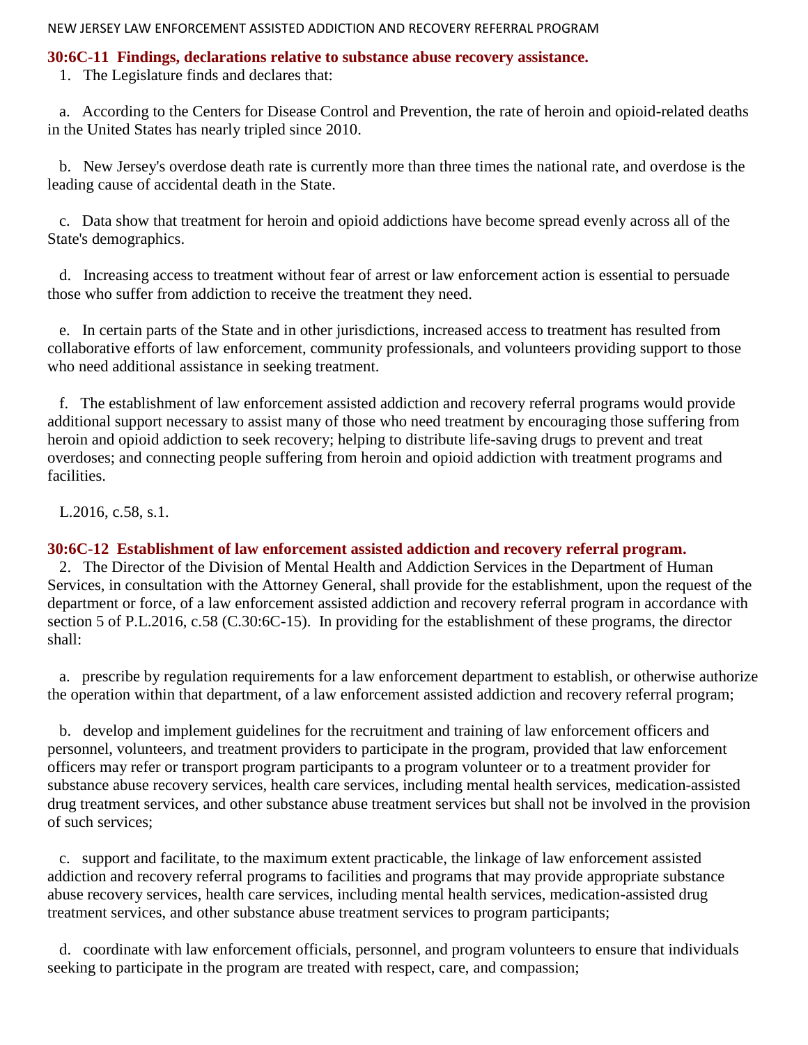## 30:6C-11 Findings, declarations relative to substance abuse recovery assistance.

1. The Legislature finds and declares that:

a. According to the Centers for Disease Control and Prevention, the rate of heroin and opioid-related deaths in the United States has nearly tripled since 2010.

b. New Jersey's overdose death rate is currently more than three times the national rate, and overdose is the leading cause of accidental death in the State.

c. Data show that treatment for heroin and opioid addictions have become spread evenly across all of the State's demographics.

d. Increasing access to treatment without fear of arrest or law enforcement action is essential to persuade those who suffer from addiction to receive the treatment they need.

e. In certain parts of the State and in other jurisdictions, increased access to treatment has resulted from collaborative efforts of law enforcement, community professionals, and volunteers providing support to those who need additional assistance in seeking treatment.

f. The establishment of law enforcement assisted addiction and recovery referral programs would provide additional support necessary to assist many of those who need treatment by encouraging those suffering from heroin and opioid addiction to seek recovery; helping to distribute life-saving drugs to prevent and treat overdoses; and connecting people suffering from heroin and opioid addiction with treatment programs and facilities.

L.2016, c.58, s.1.

## 30:6C-12 Establishment of law enforcement assisted addiction and recovery referral program.

2. The Director of the Division of Mental Health and Addiction Services in the Department of Human Services, in consultation with the Attorney General, shall provide for the establishment, upon the request of the department or force, of a law enforcement assisted addiction and recovery referral program in accordance with section 5 of P.L.2016, c.58 (C.30:6C-15). In providing for the establishment of these programs, the director shall:

a. prescribe by regulation requirements for a law enforcement department to establish, or otherwise authorize the operation within that department, of a law enforcement assisted addiction and recovery referral program;

b. develop and implement guidelines for the recruitment and training of law enforcement officers and personnel, volunteers, and treatment providers to participate in the program, provided that law enforcement officers may refer or transport program participants to a program volunteer or to a treatment provider for substance abuse recovery services, health care services, including mental health services, medication-assisted drug treatment services, and other substance abuse treatment services but shall not be involved in the provision of such services;

c. support and facilitate, to the maximum extent practicable, the linkage of law enforcement assisted addiction and recovery referral programs to facilities and programs that may provide appropriate substance abuse recovery services, health care services, including mental health services, medication-assisted drug treatment services, and other substance abuse treatment services to program participants;

d. coordinate with law enforcement officials, personnel, and program volunteers to ensure that individuals seeking to participate in the program are treated with respect, care, and compassion;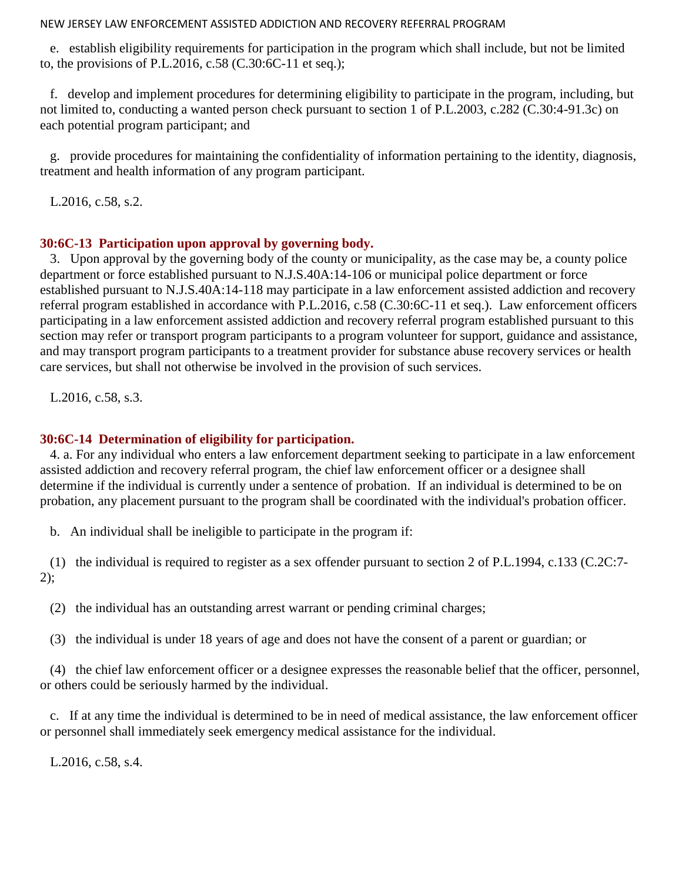e. establish eligibility requirements for participation in the program which shall include, but not be limited to, the provisions of P.L.2016, c.58 (C.30:6C-11 et seq.);

f. develop and implement procedures for determining eligibility to participate in the program, including, but not limited to, conducting a wanted person check pursuant to section 1 of P.L.2003, c.282 (C.30:4-91.3c) on each potential program participant; and

g. provide procedures for maintaining the confidentiality of information pertaining to the identity, diagnosis, treatment and health information of any program participant.

L.2016, c.58, s.2.

### 30:6C-13 Participation upon approval by governing body.

3. Upon approval by the governing body of the county or municipality, as the case may be, a county police department or force established pursuant to N.J.S.40A:14-106 or municipal police department or force established pursuant to N.J.S.40A:14-118 may participate in a law enforcement assisted addiction and recovery referral program established in accordance with P.L.2016, c.58 (C.30:6C-11 et seq.). Law enforcement officers participating in a law enforcement assisted addiction and recovery referral program established pursuant to this section may refer or transport program participants to a program volunteer for support, guidance and assistance, and may transport program participants to a treatment provider for substance abuse recovery services or health care services, but shall not otherwise be involved in the provision of such services.

L.2016, c.58, s.3.

### 30:6C-14 Determination of eligibility for participation.

4. a. For any individual who enters a law enforcement department seeking to participate in a law enforcement assisted addiction and recovery referral program, the chief law enforcement officer or a designee shall determine if the individual is currently under a sentence of probation. If an individual is determined to be on probation, any placement pursuant to the program shall be coordinated with the individual's probation officer.

b. An individual shall be ineligible to participate in the program if:

(1) the individual is required to register as a sex offender pursuant to section 2 of P.L.1994, c.133 (C.2C:7-2);

(2) the individual has an outstanding arrest warrant or pending criminal charges;

(3) the individual is under 18 years of age and does not have the consent of a parent or guardian; or

(4) the chief law enforcement officer or a designee expresses the reasonable belief that the officer, personnel, or others could be seriously harmed by the individual.

c. If at any time the individual is determined to be in need of medical assistance, the law enforcement officer or personnel shall immediately seek emergency medical assistance for the individual.

L.2016, c.58, s.4.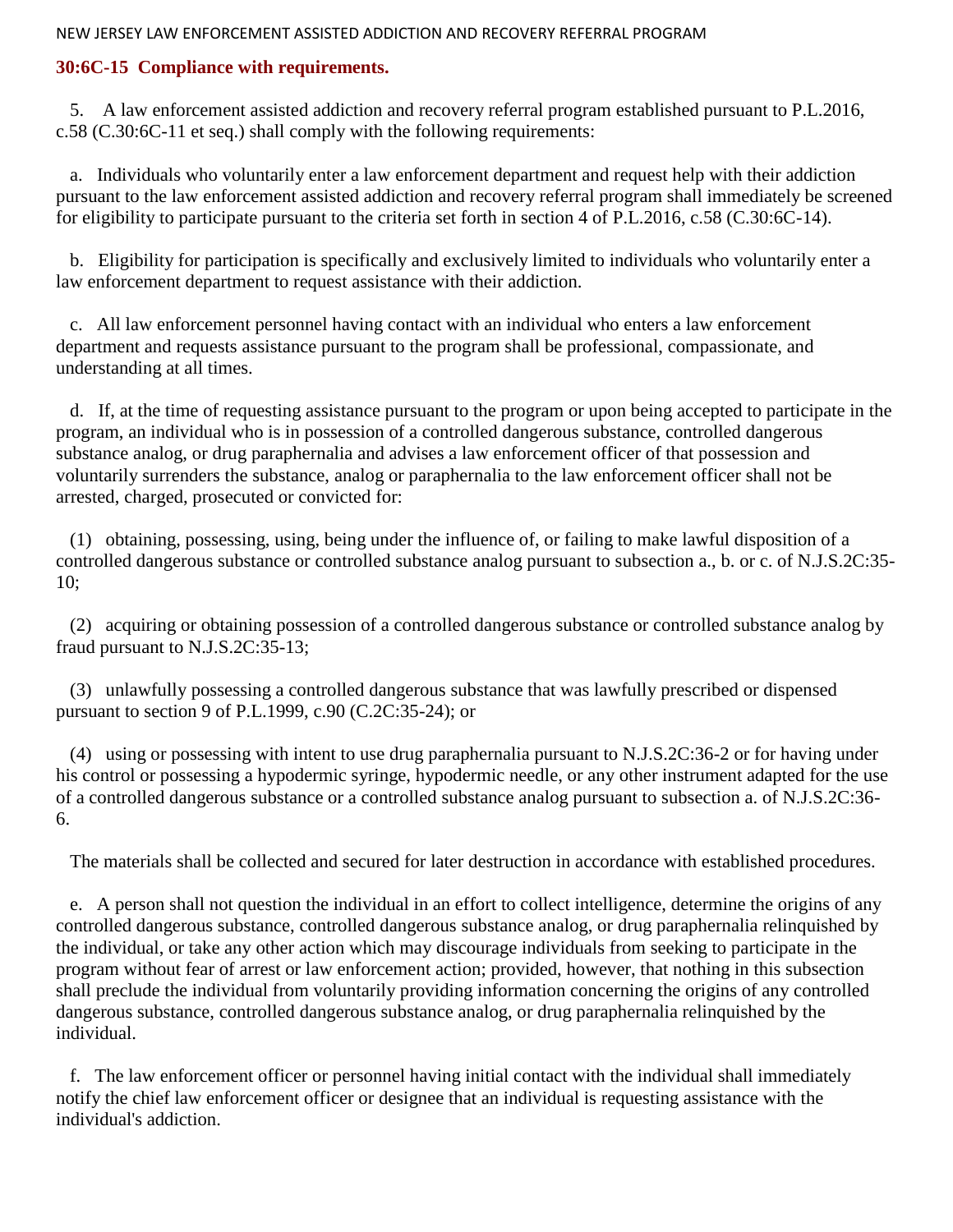## 30:6C-15 Compliance with requirements.

5. A law enforcement assisted addiction and recovery referral program established pursuant to P.L.2016, c.58 (C.30:6C-11 et seq.) shall comply with the following requirements:

a. Individuals who voluntarily enter a law enforcement department and request help with their addiction pursuant to the law enforcement assisted addiction and recovery referral program shall immediately be screened for eligibility to participate pursuant to the criteria set forth in section 4 of P.L.2016, c.58 (C.30:6C-14).

b. Eligibility for participation is specifically and exclusively limited to individuals who voluntarily enter a law enforcement department to request assistance with their addiction.

c. All law enforcement personnel having contact with an individual who enters a law enforcement department and requests assistance pursuant to the program shall be professional, compassionate, and understanding at all times.

d. If, at the time of requesting assistance pursuant to the program or upon being accepted to participate in the program, an individual who is in possession of a controlled dangerous substance, controlled dangerous substance analog, or drug paraphernalia and advises a law enforcement officer of that possession and voluntarily surrenders the substance, analog or paraphernalia to the law enforcement officer shall not be arrested, charged, prosecuted or convicted for:

(1) obtaining, possessing, using, being under the influence of, or failing to make lawful disposition of a controlled dangerous substance or controlled substance analog pursuant to subsection a., b. or c. of N.J.S.2C:35-10;

(2) acquiring or obtaining possession of a controlled dangerous substance or controlled substance analog by fraud pursuant to N.J.S.2C:35-13;

(3) unlawfully possessing a controlled dangerous substance that was lawfully prescribed or dispensed pursuant to section 9 of P.L.1999, c.90 (C.2C:35-24); or

(4) using or possessing with intent to use drug paraphernalia pursuant to N.J.S.2C:36-2 or for having under his control or possessing a hypodermic syringe, hypodermic needle, or any other instrument adapted for the use of a controlled dangerous substance or a controlled substance analog pursuant to subsection a. of N.J.S.2C:36-6.

The materials shall be collected and secured for later destruction in accordance with established procedures.

e. A person shall not question the individual in an effort to collect intelligence, determine the origins of any controlled dangerous substance, controlled dangerous substance analog, or drug paraphernalia relinquished by the individual, or take any other action which may discourage individuals from seeking to participate in the program without fear of arrest or law enforcement action; provided, however, that nothing in this subsection shall preclude the individual from voluntarily providing information concerning the origins of any controlled dangerous substance, controlled dangerous substance analog, or drug paraphernalia relinquished by the individual.

f. The law enforcement officer or personnel having initial contact with the individual shall immediately notify the chief law enforcement officer or designee that an individual is requesting assistance with the individual's addiction.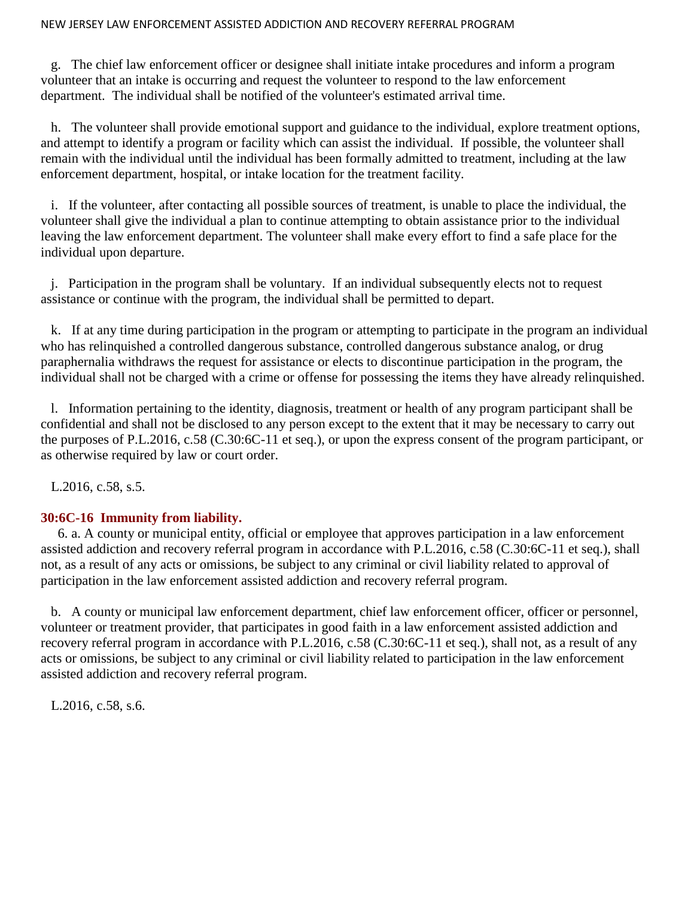g. The chief law enforcement officer or designee shall initiate intake procedures and inform a program volunteer that an intake is occurring and request the volunteer to respond to the law enforcement department. The individual shall be notified of the volunteer's estimated arrival time.

h. The volunteer shall provide emotional support and guidance to the individual, explore treatment options, and attempt to identify a program or facility which can assist the individual. If possible, the volunteer shall remain with the individual until the individual has been formally admitted to treatment, including at the law enforcement department, hospital, or intake location for the treatment facility.

i. If the volunteer, after contacting all possible sources of treatment, is unable to place the individual, the volunteer shall give the individual a plan to continue attempting to obtain assistance prior to the individual leaving the law enforcement department. The volunteer shall make every effort to find a safe place for the individual upon departure.

j. Participation in the program shall be voluntary. If an individual subsequently elects not to request assistance or continue with the program, the individual shall be permitted to depart.

k. If at any time during participation in the program or attempting to participate in the program an individual who has relinquished a controlled dangerous substance, controlled dangerous substance analog, or drug paraphernalia withdraws the request for assistance or elects to discontinue participation in the program, the individual shall not be charged with a crime or offense for possessing the items they have already relinquished.

l. Information pertaining to the identity, diagnosis, treatment or health of any program participant shall be confidential and shall not be disclosed to any person except to the extent that it may be necessary to carry out the purposes of P.L.2016, c.58 (C.30:6C-11 et seq.), or upon the express consent of the program participant, or as otherwise required by law or court order.

L.2016, c.58, s.5.

**30:6C-16 Immunity from liability.**

6. a. A county or municipal entity, official or employee that approves participation in a law enforcement assisted addiction and recovery referral program in accordance with P.L.2016, c.58 (C.30:6C-11 et seq.), shall not, as a result of any acts or omissions, be subject to any criminal or civil liability related to approval of participation in the law enforcement assisted addiction and recovery referral program.

b. A county or municipal law enforcement department, chief law enforcement officer, officer or personnel, volunteer or treatment provider, that participates in good faith in a law enforcement assisted addiction and recovery referral program in accordance with P.L.2016, c.58 (C.30:6C-11 et seq.), shall not, as a result of any acts or omissions, be subject to any criminal or civil liability related to participation in the law enforcement assisted addiction and recovery referral program.

L.2016, c.58, s.6.